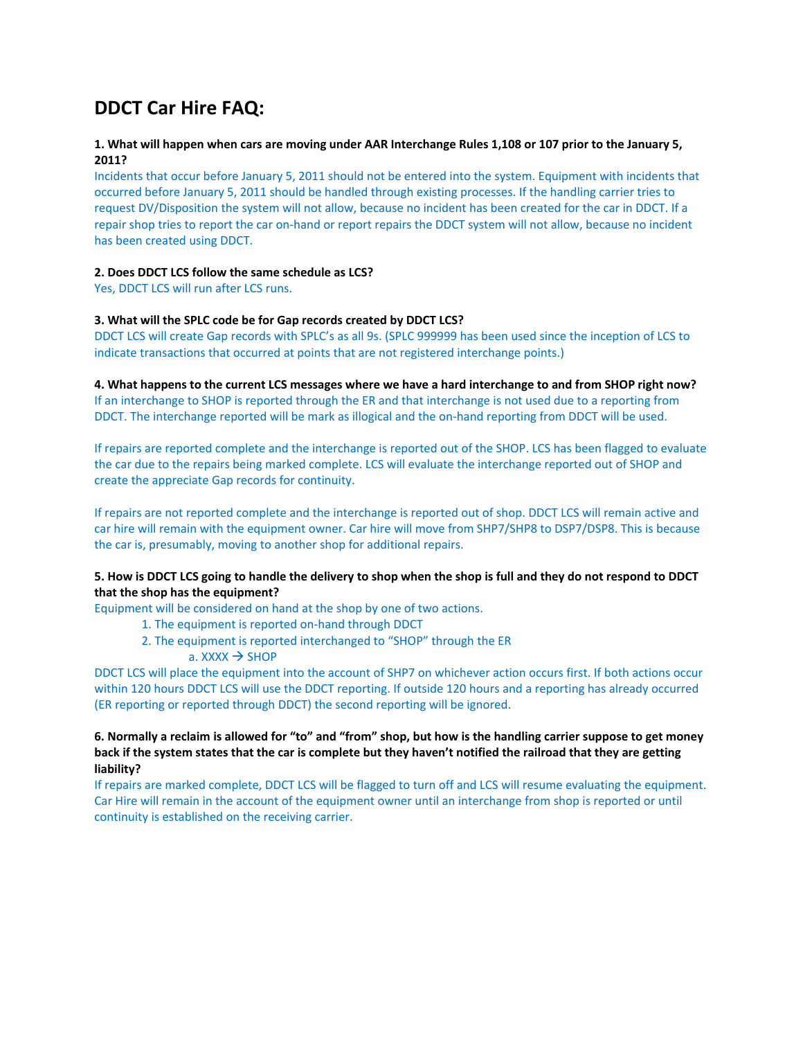# DDCT Car Hire FAQ:

**1. What will happen when cars are moving under AAR Interchange Rules 1,108 or 107 prior to the January 5, 2011?**

Incidents that occur before January 5, 2011 should not be entered into the system. Equipment with incidents that occurred before January 5, 2011 should be handled through existing processes. If the handling carrier tries to request DV/Disposition the system will not allow, because no incident has been created for the car in DDCT. If a repair shop tries to report the car on-hand or report repairs the DDCT system will not allow, because no incident has been created using DDCT.

**2. Does DDCT LCS follow the same schedule as LCS?**

Yes, DDCT LCS will run after LCS runs.

**3. What will the SPLC code be for Gap records created by DDCT LCS?**

DDCT LCS will create Gap records with SPLC's as all 9s. (SPLC 999999 has been used since the inception of LCS to indicate transactions that occurred at points that are not registered interchange points.)

**4. What happens to the current LCS messages where we have a hard interchange to and from SHOP right now?**

If an interchange to SHOP is reported through the ER and that interchange is not used due to a reporting from DDCT. The interchange reported will be mark as illogical and the on-hand reporting from DDCT will be used.

If repairs are reported complete and the interchange is reported out of the SHOP. LCS has been flagged to evaluate the car due to the repairs being marked complete. LCS will evaluate the interchange reported out of SHOP and create the appreciate Gap records for continuity.

If repairs are not reported complete and the interchange is reported out of shop. DDCT LCS will remain active and car hire will remain with the equipment owner. Car hire will move from SHP7/SHP8 to DSP7/DSP8. This is because the car is, presumably, moving to another shop for additional repairs.

**5. How is DDCT LCS going to handle the delivery to shop when the shop is full and they do not respond to DDCT that the shop has the equipment?**

Equipment will be considered on hand at the shop by one of two actions.

1. The equipment is reported on-hand through DDCT
2. The equipment is reported interchanged to "SHOP" through the ER
   a. XXXX → SHOP

DDCT LCS will place the equipment into the account of SHP7 on whichever action occurs first. If both actions occur within 120 hours DDCT LCS will use the DDCT reporting. If outside 120 hours and a reporting has already occurred (ER reporting or reported through DDCT) the second reporting will be ignored.

**6. Normally a reclaim is allowed for "to" and "from" shop, but how is the handling carrier suppose to get money back if the system states that the car is complete but they haven't notified the railroad that they are getting liability?**

If repairs are marked complete, DDCT LCS will be flagged to turn off and LCS will resume evaluating the equipment. Car Hire will remain in the account of the equipment owner until an interchange from shop is reported or until continuity is established on the receiving carrier.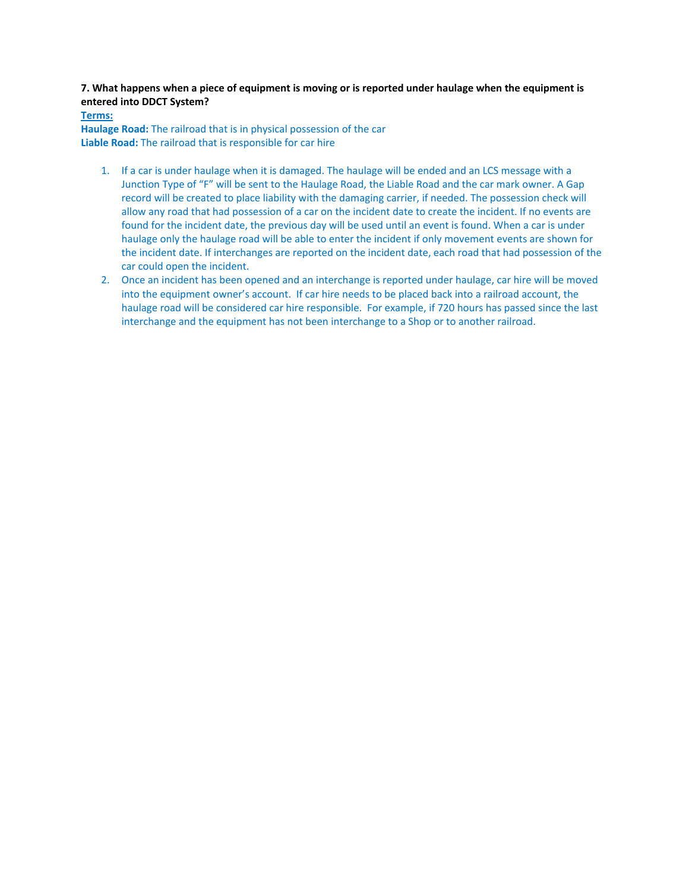**7. What happens when a piece of equipment is moving or is reported under haulage when the equipment is entered into DDCT System?**

**Terms:**

**Haulage Road:** The railroad that is in physical possession of the car

**Liable Road:** The railroad that is responsible for car hire

1. If a car is under haulage when it is damaged. The haulage will be ended and an LCS message with a Junction Type of "F" will be sent to the Haulage Road, the Liable Road and the car mark owner. A Gap record will be created to place liability with the damaging carrier, if needed. The possession check will allow any road that had possession of a car on the incident date to create the incident. If no events are found for the incident date, the previous day will be used until an event is found. When a car is under haulage only the haulage road will be able to enter the incident if only movement events are shown for the incident date. If interchanges are reported on the incident date, each road that had possession of the car could open the incident.
2. Once an incident has been opened and an interchange is reported under haulage, car hire will be moved into the equipment owner's account. If car hire needs to be placed back into a railroad account, the haulage road will be considered car hire responsible. For example, if 720 hours has passed since the last interchange and the equipment has not been interchange to a Shop or to another railroad.